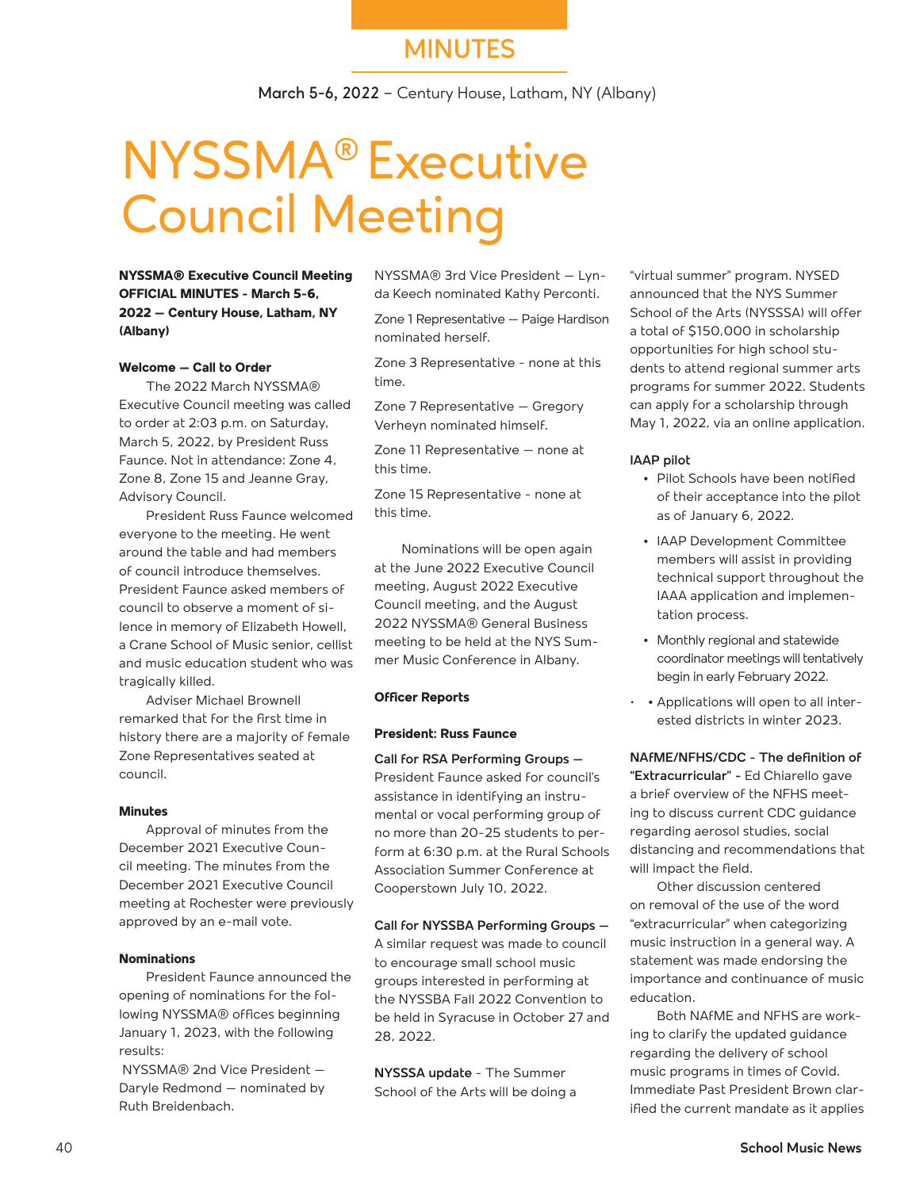MINUTES

**March 5-6, 2022** – Century House, Latham, NY (Albany)

# NYSSMA® Executive Council Meeting

**NYSSMA® Executive Council Meeting OFFICIAL MINUTES - March 5-6, 2022 — Century House, Latham, NY (Albany)**

**Welcome — Call to Order**

The 2022 March NYSSMA® Executive Council meeting was called to order at 2:03 p.m. on Saturday, March 5, 2022, by President Russ Faunce. Not in attendance: Zone 4, Zone 8, Zone 15 and Jeanne Gray, Advisory Council.

President Russ Faunce welcomed everyone to the meeting. He went around the table and had members of council introduce themselves. President Faunce asked members of council to observe a moment of silence in memory of Elizabeth Howell, a Crane School of Music senior, cellist and music education student who was tragically killed.

Adviser Michael Brownell remarked that for the first time in history there are a majority of female Zone Representatives seated at council.

**Minutes**

Approval of minutes from the December 2021 Executive Council meeting. The minutes from the December 2021 Executive Council meeting at Rochester were previously approved by an e-mail vote.

**Nominations**

President Faunce announced the opening of nominations for the following NYSSMA® offices beginning January 1, 2023, with the following results:

NYSSMA® 2nd Vice President — Daryle Redmond — nominated by Ruth Breidenbach.

NYSSMA® 3rd Vice President — Lynda Keech nominated Kathy Perconti.

Zone 1 Representative — Paige Hardison nominated herself.

Zone 3 Representative - none at this time.

Zone 7 Representative — Gregory Verheyn nominated himself.

Zone 11 Representative — none at this time.

Zone 15 Representative - none at this time.

Nominations will be open again at the June 2022 Executive Council meeting, August 2022 Executive Council meeting, and the August 2022 NYSSMA® General Business meeting to be held at the NYS Summer Music Conference in Albany.

**Officer Reports**

**President: Russ Faunce**

**Call for RSA Performing Groups —** President Faunce asked for council's assistance in identifying an instrumental or vocal performing group of no more than 20-25 students to perform at 6:30 p.m. at the Rural Schools Association Summer Conference at Cooperstown July 10, 2022.

**Call for NYSSBA Performing Groups —** A similar request was made to council to encourage small school music groups interested in performing at the NYSSBA Fall 2022 Convention to be held in Syracuse in October 27 and 28, 2022.

**NYSSSA update** - The Summer School of the Arts will be doing a "virtual summer" program. NYSED announced that the NYS Summer School of the Arts (NYSSSA) will offer a total of $150,000 in scholarship opportunities for high school students to attend regional summer arts programs for summer 2022. Students can apply for a scholarship through May 1, 2022, via an online application.

**IAAP pilot**

- Pilot Schools have been notified of their acceptance into the pilot as of January 6, 2022.
- IAAP Development Committee members will assist in providing technical support throughout the IAAA application and implementation process.
- Monthly regional and statewide coordinator meetings will tentatively begin in early February 2022.
- • Applications will open to all interested districts in winter 2023.

**NAfME/NFHS/CDC - The definition of "Extracurricular"** - Ed Chiarello gave a brief overview of the NFHS meeting to discuss current CDC guidance regarding aerosol studies, social distancing and recommendations that will impact the field.

Other discussion centered on removal of the use of the word "extracurricular" when categorizing music instruction in a general way. A statement was made endorsing the importance and continuance of music education.

Both NAfME and NFHS are working to clarify the updated guidance regarding the delivery of school music programs in times of Covid. Immediate Past President Brown clarified the current mandate as it applies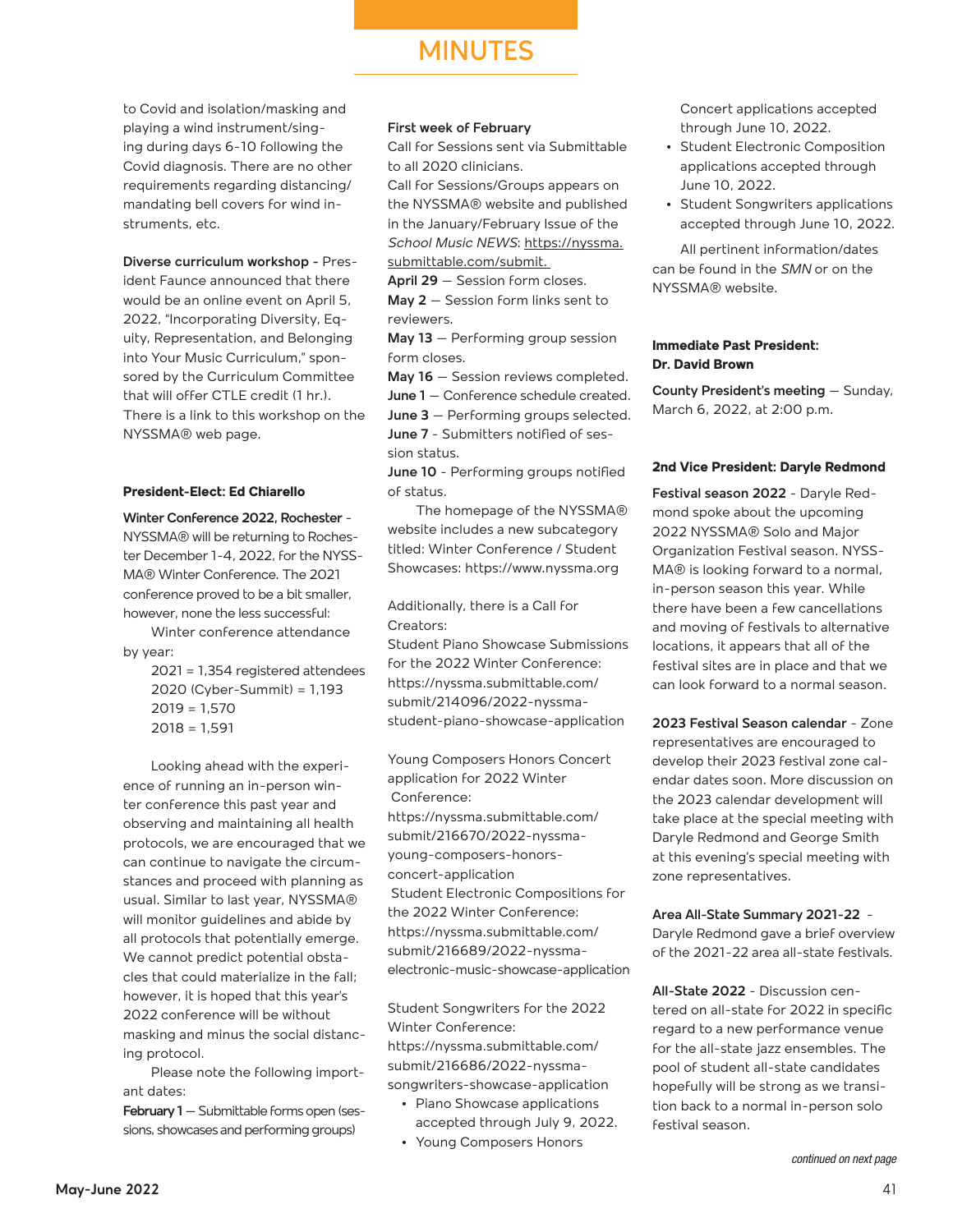# MINUTES

to Covid and isolation/masking and playing a wind instrument/singing during days 6-10 following the Covid diagnosis. There are no other requirements regarding distancing/mandating bell covers for wind instruments, etc.

**Diverse curriculum workshop -** President Faunce announced that there would be an online event on April 5, 2022, "Incorporating Diversity, Equity, Representation, and Belonging into Your Music Curriculum," sponsored by the Curriculum Committee that will offer CTLE credit (1 hr.). There is a link to this workshop on the NYSSMA® web page.

### President-Elect: Ed Chiarello

**Winter Conference 2022, Rochester** - NYSSMA® will be returning to Rochester December 1-4, 2022, for the NYSSMA® Winter Conference. The 2021 conference proved to be a bit smaller, however, none the less successful:

Winter conference attendance by year:

2021 = 1,354 registered attendees
2020 (Cyber-Summit) = 1,193
2019 = 1,570
2018 = 1,591

Looking ahead with the experience of running an in-person winter conference this past year and observing and maintaining all health protocols, we are encouraged that we can continue to navigate the circumstances and proceed with planning as usual. Similar to last year, NYSSMA® will monitor guidelines and abide by all protocols that potentially emerge. We cannot predict potential obstacles that could materialize in the fall; however, it is hoped that this year's 2022 conference will be without masking and minus the social distancing protocol.

Please note the following important dates:

**February 1** — Submittable forms open (sessions, showcases and performing groups)

**First week of February**
Call for Sessions sent via Submittable to all 2020 clinicians.
Call for Sessions/Groups appears on the NYSSMA® website and published in the January/February Issue of the *School Music NEWS*: https://nyssma.submittable.com/submit.
**April 29** — Session form closes.
**May 2** — Session form links sent to reviewers.
**May 13** — Performing group session form closes.
**May 16** — Session reviews completed.
**June 1** — Conference schedule created.
**June 3** — Performing groups selected.
**June 7** - Submitters notified of session status.
**June 10** - Performing groups notified of status.

The homepage of the NYSSMA® website includes a new subcategory titled: Winter Conference / Student Showcases: https://www.nyssma.org

Additionally, there is a Call for Creators:
Student Piano Showcase Submissions for the 2022 Winter Conference:
https://nyssma.submittable.com/submit/214096/2022-nyssma-student-piano-showcase-application

Young Composers Honors Concert application for 2022 Winter Conference:
https://nyssma.submittable.com/submit/216670/2022-nyssma-young-composers-honors-concert-application
Student Electronic Compositions for the 2022 Winter Conference:
https://nyssma.submittable.com/submit/216689/2022-nyssma-electronic-music-showcase-application

Student Songwriters for the 2022 Winter Conference:
https://nyssma.submittable.com/submit/216686/2022-nyssma-songwriters-showcase-application

- Piano Showcase applications accepted through July 9, 2022.
- Young Composers Honors Concert applications accepted through June 10, 2022.
- Student Electronic Composition applications accepted through June 10, 2022.
- Student Songwriters applications accepted through June 10, 2022.

All pertinent information/dates can be found in the *SMN* or on the NYSSMA® website.

### Immediate Past President: Dr. David Brown

**County President's meeting** — Sunday, March 6, 2022, at 2:00 p.m.

### 2nd Vice President: Daryle Redmond

**Festival season 2022** - Daryle Redmond spoke about the upcoming 2022 NYSSMA® Solo and Major Organization Festival season. NYSSMA® is looking forward to a normal, in-person season this year. While there have been a few cancellations and moving of festivals to alternative locations, it appears that all of the festival sites are in place and that we can look forward to a normal season.

**2023 Festival Season calendar** - Zone representatives are encouraged to develop their 2023 festival zone calendar dates soon. More discussion on the 2023 calendar development will take place at the special meeting with Daryle Redmond and George Smith at this evening's special meeting with zone representatives.

**Area All-State Summary 2021-22** - Daryle Redmond gave a brief overview of the 2021-22 area all-state festivals.

**All-State 2022** - Discussion centered on all-state for 2022 in specific regard to a new performance venue for the all-state jazz ensembles. The pool of student all-state candidates hopefully will be strong as we transition back to a normal in-person solo festival season.

*continued on next page*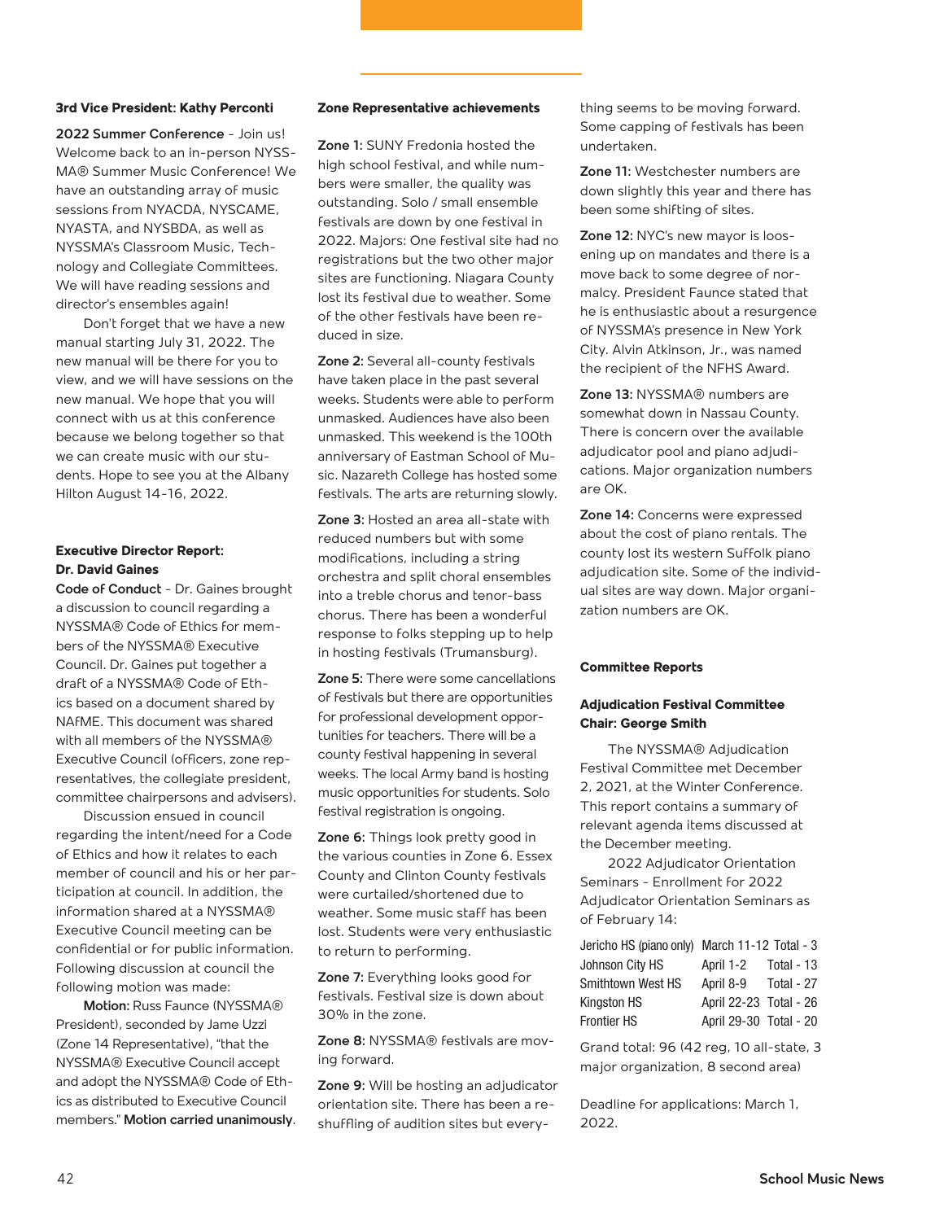**3rd Vice President: Kathy Perconti**

**2022 Summer Conference** - Join us! Welcome back to an in-person NYSSMA® Summer Music Conference! We have an outstanding array of music sessions from NYACDA, NYSCAME, NYASTA, and NYSBDA, as well as NYSSMA's Classroom Music, Technology and Collegiate Committees. We will have reading sessions and director's ensembles again!

Don't forget that we have a new manual starting July 31, 2022. The new manual will be there for you to view, and we will have sessions on the new manual. We hope that you will connect with us at this conference because we belong together so that we can create music with our students. Hope to see you at the Albany Hilton August 14-16, 2022.

**Executive Director Report: Dr. David Gaines**

**Code of Conduct** - Dr. Gaines brought a discussion to council regarding a NYSSMA® Code of Ethics for members of the NYSSMA® Executive Council. Dr. Gaines put together a draft of a NYSSMA® Code of Ethics based on a document shared by NAfME. This document was shared with all members of the NYSSMA® Executive Council (officers, zone representatives, the collegiate president, committee chairpersons and advisers).

Discussion ensued in council regarding the intent/need for a Code of Ethics and how it relates to each member of council and his or her participation at council. In addition, the information shared at a NYSSMA® Executive Council meeting can be confidential or for public information. Following discussion at council the following motion was made:

**Motion:** Russ Faunce (NYSSMA® President), seconded by Jame Uzzi (Zone 14 Representative), "that the NYSSMA® Executive Council accept and adopt the NYSSMA® Code of Ethics as distributed to Executive Council members." **Motion carried unanimously**.

**Zone Representative achievements**

**Zone 1:** SUNY Fredonia hosted the high school festival, and while numbers were smaller, the quality was outstanding. Solo / small ensemble festivals are down by one festival in 2022. Majors: One festival site had no registrations but the two other major sites are functioning. Niagara County lost its festival due to weather. Some of the other festivals have been reduced in size.

**Zone 2:** Several all-county festivals have taken place in the past several weeks. Students were able to perform unmasked. Audiences have also been unmasked. This weekend is the 100th anniversary of Eastman School of Music. Nazareth College has hosted some festivals. The arts are returning slowly.

**Zone 3:** Hosted an area all-state with reduced numbers but with some modifications, including a string orchestra and split choral ensembles into a treble chorus and tenor-bass chorus. There has been a wonderful response to folks stepping up to help in hosting festivals (Trumansburg).

**Zone 5:** There were some cancellations of festivals but there are opportunities for professional development opportunities for teachers. There will be a county festival happening in several weeks. The local Army band is hosting music opportunities for students. Solo festival registration is ongoing.

**Zone 6:** Things look pretty good in the various counties in Zone 6. Essex County and Clinton County festivals were curtailed/shortened due to weather. Some music staff has been lost. Students were very enthusiastic to return to performing.

**Zone 7:** Everything looks good for festivals. Festival size is down about 30% in the zone.

**Zone 8:** NYSSMA® festivals are moving forward.

**Zone 9:** Will be hosting an adjudicator orientation site. There has been a reshuffling of audition sites but everything seems to be moving forward. Some capping of festivals has been undertaken.

**Zone 11:** Westchester numbers are down slightly this year and there has been some shifting of sites.

**Zone 12:** NYC's new mayor is loosening up on mandates and there is a move back to some degree of normalcy. President Faunce stated that he is enthusiastic about a resurgence of NYSSMA's presence in New York City. Alvin Atkinson, Jr., was named the recipient of the NFHS Award.

**Zone 13:** NYSSMA® numbers are somewhat down in Nassau County. There is concern over the available adjudicator pool and piano adjudications. Major organization numbers are OK.

**Zone 14:** Concerns were expressed about the cost of piano rentals. The county lost its western Suffolk piano adjudication site. Some of the individual sites are way down. Major organization numbers are OK.

**Committee Reports**

**Adjudication Festival Committee Chair: George Smith**

The NYSSMA® Adjudication Festival Committee met December 2, 2021, at the Winter Conference. This report contains a summary of relevant agenda items discussed at the December meeting.

2022 Adjudicator Orientation Seminars - Enrollment for 2022 Adjudicator Orientation Seminars as of February 14:

| Site | Dates | Total |
|---|---|---|
| Jericho HS (piano only) | March 11-12 | Total - 3 |
| Johnson City HS | April 1-2 | Total - 13 |
| Smithtown West HS | April 8-9 | Total - 27 |
| Kingston HS | April 22-23 | Total - 26 |
| Frontier HS | April 29-30 | Total - 20 |

Grand total: 96 (42 reg, 10 all-state, 3 major organization, 8 second area)

Deadline for applications: March 1, 2022.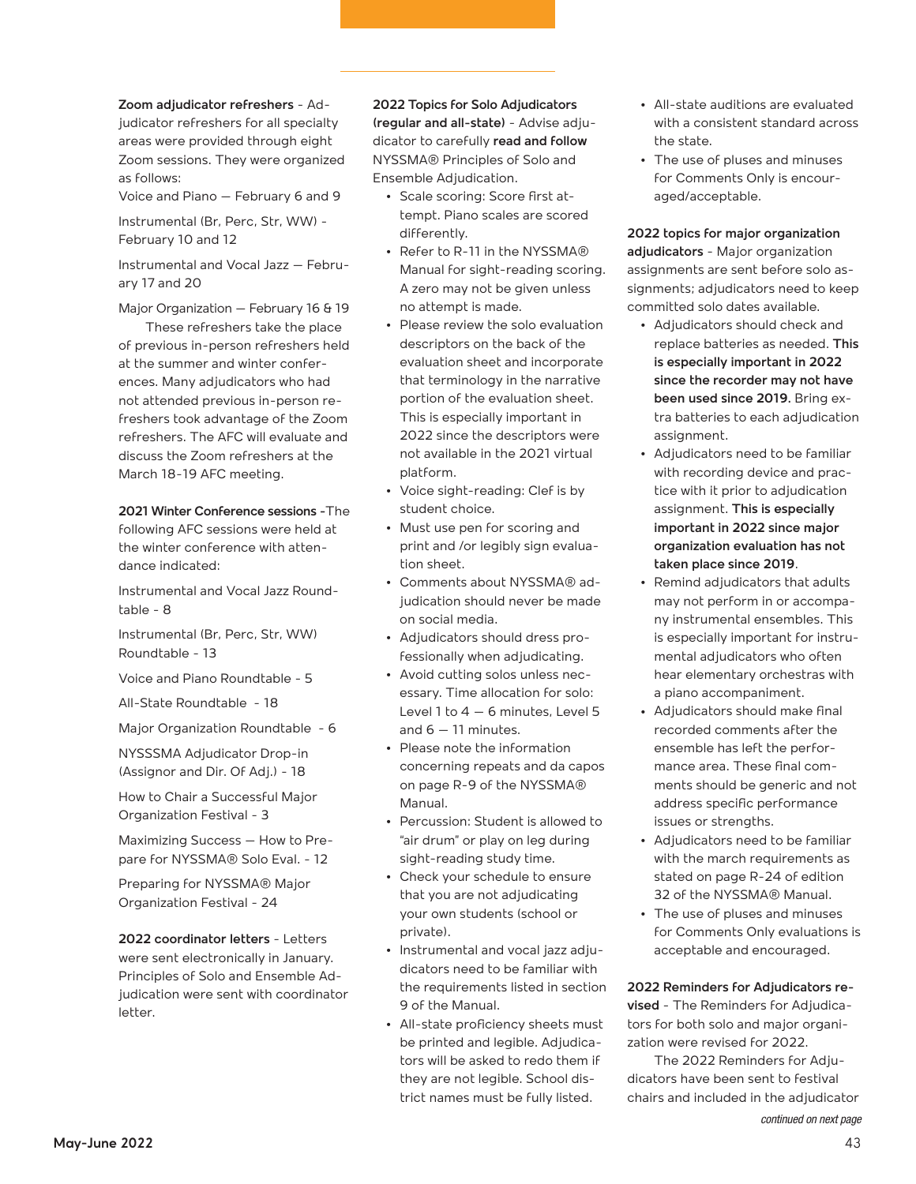**Zoom adjudicator refreshers** - Adjudicator refreshers for all specialty areas were provided through eight Zoom sessions. They were organized as follows:

Voice and Piano — February 6 and 9

Instrumental (Br, Perc, Str, WW) - February 10 and 12

Instrumental and Vocal Jazz — February 17 and 20

Major Organization — February 16 & 19

These refreshers take the place of previous in-person refreshers held at the summer and winter conferences. Many adjudicators who had not attended previous in-person refreshers took advantage of the Zoom refreshers. The AFC will evaluate and discuss the Zoom refreshers at the March 18-19 AFC meeting.

**2021 Winter Conference sessions** -The following AFC sessions were held at the winter conference with attendance indicated:

Instrumental and Vocal Jazz Roundtable - 8

Instrumental (Br, Perc, Str, WW) Roundtable - 13

Voice and Piano Roundtable - 5

All-State Roundtable - 18

Major Organization Roundtable - 6

NYSSSMA Adjudicator Drop-in (Assignor and Dir. Of Adj.) - 18

How to Chair a Successful Major Organization Festival - 3

Maximizing Success — How to Prepare for NYSSMA® Solo Eval. - 12

Preparing for NYSSMA® Major Organization Festival - 24

**2022 coordinator letters** - Letters were sent electronically in January. Principles of Solo and Ensemble Adjudication were sent with coordinator letter.

**2022 Topics for Solo Adjudicators (regular and all-state)** - Advise adjudicator to carefully **read and follow** NYSSMA® Principles of Solo and Ensemble Adjudication.

- Scale scoring: Score first attempt. Piano scales are scored differently.
- Refer to R-11 in the NYSSMA® Manual for sight-reading scoring. A zero may not be given unless no attempt is made.
- Please review the solo evaluation descriptors on the back of the evaluation sheet and incorporate that terminology in the narrative portion of the evaluation sheet. This is especially important in 2022 since the descriptors were not available in the 2021 virtual platform.
- Voice sight-reading: Clef is by student choice.
- Must use pen for scoring and print and /or legibly sign evaluation sheet.
- Comments about NYSSMA® adjudication should never be made on social media.
- Adjudicators should dress professionally when adjudicating.
- Avoid cutting solos unless necessary. Time allocation for solo: Level 1 to 4 — 6 minutes, Level 5 and 6 — 11 minutes.
- Please note the information concerning repeats and da capos on page R-9 of the NYSSMA® Manual.
- Percussion: Student is allowed to "air drum" or play on leg during sight-reading study time.
- Check your schedule to ensure that you are not adjudicating your own students (school or private).
- Instrumental and vocal jazz adjudicators need to be familiar with the requirements listed in section 9 of the Manual.
- All-state proficiency sheets must be printed and legible. Adjudicators will be asked to redo them if they are not legible. School district names must be fully listed.
- All-state auditions are evaluated with a consistent standard across the state.
- The use of pluses and minuses for Comments Only is encouraged/acceptable.

**2022 topics for major organization adjudicators** - Major organization assignments are sent before solo assignments; adjudicators need to keep committed solo dates available.

- Adjudicators should check and replace batteries as needed. **This is especially important in 2022 since the recorder may not have been used since 2019.** Bring extra batteries to each adjudication assignment.
- Adjudicators need to be familiar with recording device and practice with it prior to adjudication assignment. **This is especially important in 2022 since major organization evaluation has not taken place since 2019**.
- Remind adjudicators that adults may not perform in or accompany instrumental ensembles. This is especially important for instrumental adjudicators who often hear elementary orchestras with a piano accompaniment.
- Adjudicators should make final recorded comments after the ensemble has left the performance area. These final comments should be generic and not address specific performance issues or strengths.
- Adjudicators need to be familiar with the march requirements as stated on page R-24 of edition 32 of the NYSSMA® Manual.
- The use of pluses and minuses for Comments Only evaluations is acceptable and encouraged.

**2022 Reminders for Adjudicators revised** - The Reminders for Adjudicators for both solo and major organization were revised for 2022.

The 2022 Reminders for Adjudicators have been sent to festival chairs and included in the adjudicator

*continued on next page*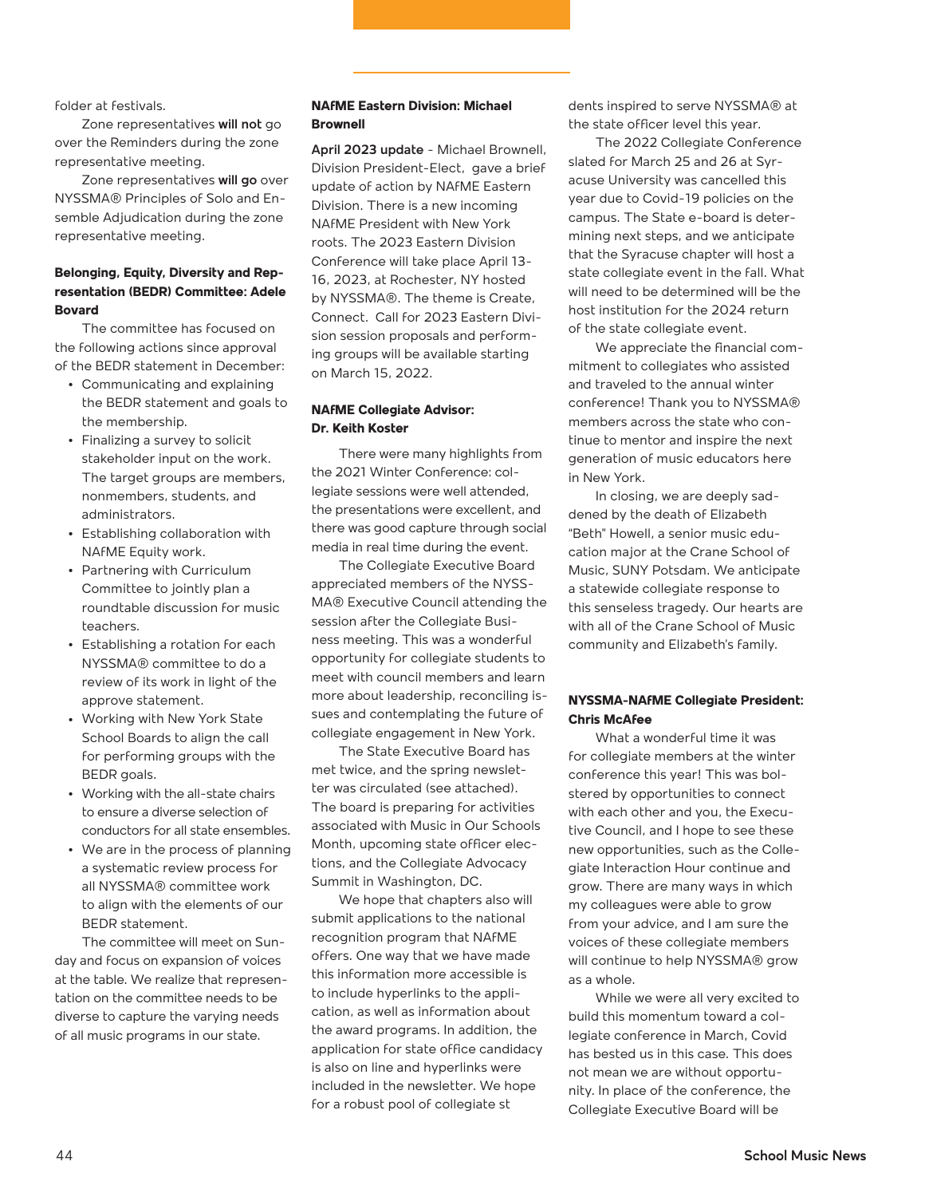folder at festivals.

Zone representatives **will not** go over the Reminders during the zone representative meeting.

Zone representatives **will go** over NYSSMA® Principles of Solo and Ensemble Adjudication during the zone representative meeting.

**Belonging, Equity, Diversity and Representation (BEDR) Committee: Adele Bovard**

The committee has focused on the following actions since approval of the BEDR statement in December:

- Communicating and explaining the BEDR statement and goals to the membership.
- Finalizing a survey to solicit stakeholder input on the work. The target groups are members, nonmembers, students, and administrators.
- Establishing collaboration with NAfME Equity work.
- Partnering with Curriculum Committee to jointly plan a roundtable discussion for music teachers.
- Establishing a rotation for each NYSSMA® committee to do a review of its work in light of the approve statement.
- Working with New York State School Boards to align the call for performing groups with the BEDR goals.
- Working with the all-state chairs to ensure a diverse selection of conductors for all state ensembles.
- We are in the process of planning a systematic review process for all NYSSMA® committee work to align with the elements of our BEDR statement.

The committee will meet on Sunday and focus on expansion of voices at the table. We realize that representation on the committee needs to be diverse to capture the varying needs of all music programs in our state.

**NAfME Eastern Division: Michael Brownell**

**April 2023 update** - Michael Brownell, Division President-Elect, gave a brief update of action by NAfME Eastern Division. There is a new incoming NAfME President with New York roots. The 2023 Eastern Division Conference will take place April 13-16, 2023, at Rochester, NY hosted by NYSSMA®. The theme is Create, Connect. Call for 2023 Eastern Division session proposals and performing groups will be available starting on March 15, 2022.

**NAfME Collegiate Advisor: Dr. Keith Koster**

There were many highlights from the 2021 Winter Conference: collegiate sessions were well attended, the presentations were excellent, and there was good capture through social media in real time during the event.

The Collegiate Executive Board appreciated members of the NYSSMA® Executive Council attending the session after the Collegiate Business meeting. This was a wonderful opportunity for collegiate students to meet with council members and learn more about leadership, reconciling issues and contemplating the future of collegiate engagement in New York.

The State Executive Board has met twice, and the spring newsletter was circulated (see attached). The board is preparing for activities associated with Music in Our Schools Month, upcoming state officer elections, and the Collegiate Advocacy Summit in Washington, DC.

We hope that chapters also will submit applications to the national recognition program that NAfME offers. One way that we have made this information more accessible is to include hyperlinks to the application, as well as information about the award programs. In addition, the application for state office candidacy is also on line and hyperlinks were included in the newsletter. We hope for a robust pool of collegiate students inspired to serve NYSSMA® at the state officer level this year.

The 2022 Collegiate Conference slated for March 25 and 26 at Syracuse University was cancelled this year due to Covid-19 policies on the campus. The State e-board is determining next steps, and we anticipate that the Syracuse chapter will host a state collegiate event in the fall. What will need to be determined will be the host institution for the 2024 return of the state collegiate event.

We appreciate the financial commitment to collegiates who assisted and traveled to the annual winter conference! Thank you to NYSSMA® members across the state who continue to mentor and inspire the next generation of music educators here in New York.

In closing, we are deeply saddened by the death of Elizabeth "Beth" Howell, a senior music education major at the Crane School of Music, SUNY Potsdam. We anticipate a statewide collegiate response to this senseless tragedy. Our hearts are with all of the Crane School of Music community and Elizabeth's family.

**NYSSMA-NAfME Collegiate President: Chris McAfee**

What a wonderful time it was for collegiate members at the winter conference this year! This was bolstered by opportunities to connect with each other and you, the Executive Council, and I hope to see these new opportunities, such as the Collegiate Interaction Hour continue and grow. There are many ways in which my colleagues were able to grow from your advice, and I am sure the voices of these collegiate members will continue to help NYSSMA® grow as a whole.

While we were all very excited to build this momentum toward a collegiate conference in March, Covid has bested us in this case. This does not mean we are without opportunity. In place of the conference, the Collegiate Executive Board will be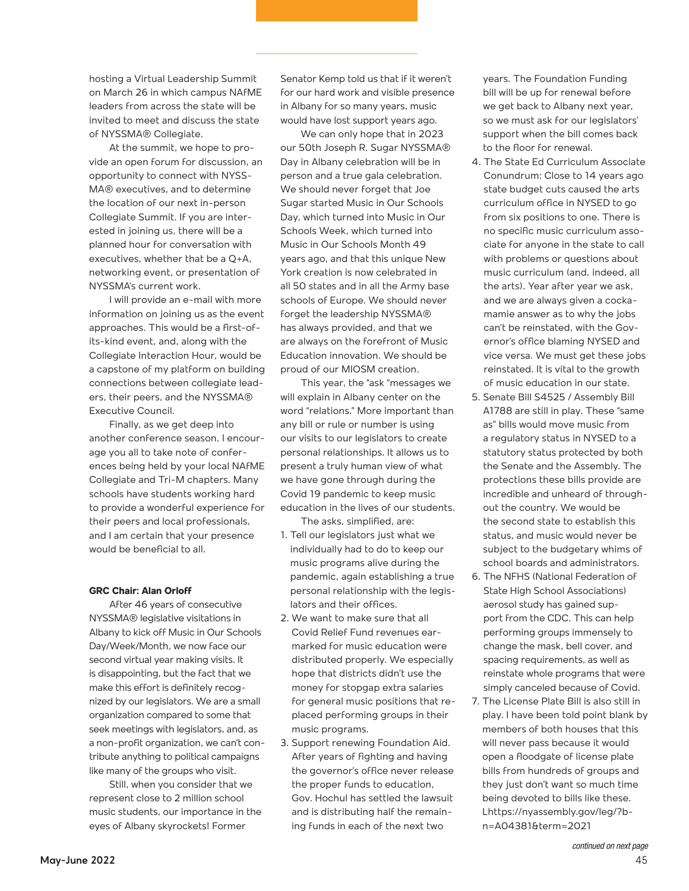hosting a Virtual Leadership Summit on March 26 in which campus NAfME leaders from across the state will be invited to meet and discuss the state of NYSSMA® Collegiate.

At the summit, we hope to provide an open forum for discussion, an opportunity to connect with NYSSMA® executives, and to determine the location of our next in-person Collegiate Summit. If you are interested in joining us, there will be a planned hour for conversation with executives, whether that be a Q+A, networking event, or presentation of NYSSMA's current work.

I will provide an e-mail with more information on joining us as the event approaches. This would be a first-of-its-kind event, and, along with the Collegiate Interaction Hour, would be a capstone of my platform on building connections between collegiate leaders, their peers, and the NYSSMA® Executive Council.

Finally, as we get deep into another conference season, I encourage you all to take note of conferences being held by your local NAfME Collegiate and Tri-M chapters. Many schools have students working hard to provide a wonderful experience for their peers and local professionals, and I am certain that your presence would be beneficial to all.

**GRC Chair: Alan Orloff**

After 46 years of consecutive NYSSMA® legislative visitations in Albany to kick off Music in Our Schools Day/Week/Month, we now face our second virtual year making visits. It is disappointing, but the fact that we make this effort is definitely recognized by our legislators. We are a small organization compared to some that seek meetings with legislators, and, as a non-profit organization, we can't contribute anything to political campaigns like many of the groups who visit.

Still, when you consider that we represent close to 2 million school music students, our importance in the eyes of Albany skyrockets! Former Senator Kemp told us that if it weren't for our hard work and visible presence in Albany for so many years, music would have lost support years ago.

We can only hope that in 2023 our 50th Joseph R. Sugar NYSSMA® Day in Albany celebration will be in person and a true gala celebration. We should never forget that Joe Sugar started Music in Our Schools Day, which turned into Music in Our Schools Week, which turned into Music in Our Schools Month 49 years ago, and that this unique New York creation is now celebrated in all 50 states and in all the Army base schools of Europe. We should never forget the leadership NYSSMA® has always provided, and that we are always on the forefront of Music Education innovation. We should be proud of our MIOSM creation.

This year, the "ask "messages we will explain in Albany center on the word "relations." More important than any bill or rule or number is using our visits to our legislators to create personal relationships. It allows us to present a truly human view of what we have gone through during the Covid 19 pandemic to keep music education in the lives of our students.

The asks, simplified, are:

1. Tell our legislators just what we individually had to do to keep our music programs alive during the pandemic, again establishing a true personal relationship with the legislators and their offices.
2. We want to make sure that all Covid Relief Fund revenues earmarked for music education were distributed properly. We especially hope that districts didn't use the money for stopgap extra salaries for general music positions that replaced performing groups in their music programs.
3. Support renewing Foundation Aid. After years of fighting and having the governor's office never release the proper funds to education, Gov. Hochul has settled the lawsuit and is distributing half the remaining funds in each of the next two years. The Foundation Funding bill will be up for renewal before we get back to Albany next year, so we must ask for our legislators' support when the bill comes back to the floor for renewal.
4. The State Ed Curriculum Associate Conundrum: Close to 14 years ago state budget cuts caused the arts curriculum office in NYSED to go from six positions to one. There is no specific music curriculum associate for anyone in the state to call with problems or questions about music curriculum (and, indeed, all the arts). Year after year we ask, and we are always given a cockamamie answer as to why the jobs can't be reinstated, with the Governor's office blaming NYSED and vice versa. We must get these jobs reinstated. It is vital to the growth of music education in our state.
5. Senate Bill S4525 / Assembly Bill A1788 are still in play. These "same as" bills would move music from a regulatory status in NYSED to a statutory status protected by both the Senate and the Assembly. The protections these bills provide are incredible and unheard of throughout the country. We would be the second state to establish this status, and music would never be subject to the budgetary whims of school boards and administrators.
6. The NFHS (National Federation of State High School Associations) aerosol study has gained support from the CDC. This can help performing groups immensely to change the mask, bell cover, and spacing requirements, as well as reinstate whole programs that were simply canceled because of Covid.
7. The License Plate Bill is also still in play. I have been told point blank by members of both houses that this will never pass because it would open a floodgate of license plate bills from hundreds of groups and they just don't want so much time being devoted to bills like these. Lhttps://nyassembly.gov/leg/?bn=A04381&term=2021

*continued on next page*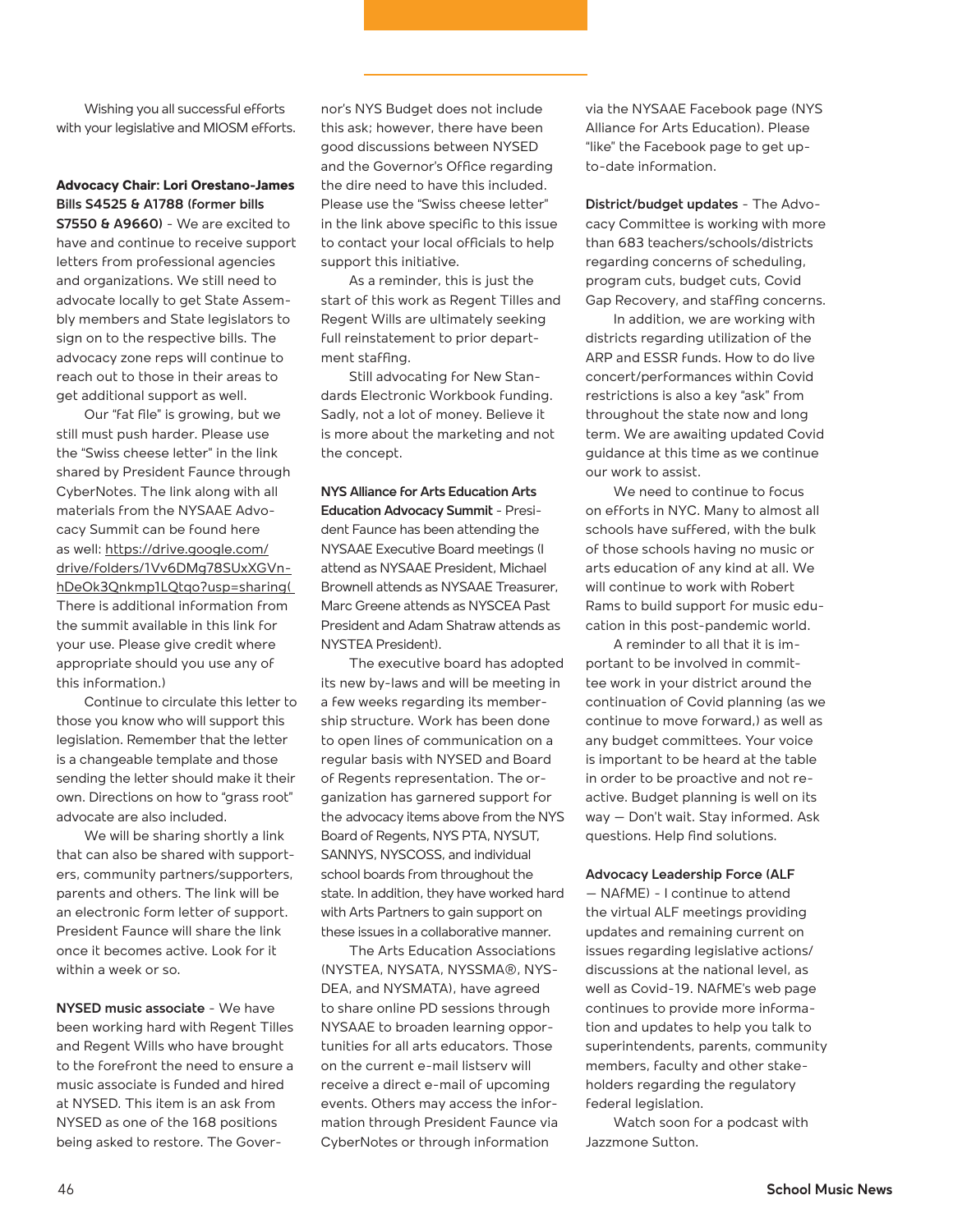Wishing you all successful efforts with your legislative and MIOSM efforts.

**Advocacy Chair: Lori Orestano-James**

**Bills S4525 & A1788 (former bills S7550 & A9660)** - We are excited to have and continue to receive support letters from professional agencies and organizations. We still need to advocate locally to get State Assembly members and State legislators to sign on to the respective bills. The advocacy zone reps will continue to reach out to those in their areas to get additional support as well.

Our "fat file" is growing, but we still must push harder. Please use the "Swiss cheese letter" in the link shared by President Faunce through CyberNotes. The link along with all materials from the NYSAAE Advocacy Summit can be found here as well: https://drive.google.com/drive/folders/1Vv6DMg78SUxXGVn-hDeOk3Qnkmp1LQtqo?usp=sharing( There is additional information from the summit available in this link for your use. Please give credit where appropriate should you use any of this information.)

Continue to circulate this letter to those you know who will support this legislation. Remember that the letter is a changeable template and those sending the letter should make it their own. Directions on how to "grass root" advocate are also included.

We will be sharing shortly a link that can also be shared with supporters, community partners/supporters, parents and others. The link will be an electronic form letter of support. President Faunce will share the link once it becomes active. Look for it within a week or so.

**NYSED music associate** - We have been working hard with Regent Tilles and Regent Wills who have brought to the forefront the need to ensure a music associate is funded and hired at NYSED. This item is an ask from NYSED as one of the 168 positions being asked to restore. The Governor's NYS Budget does not include this ask; however, there have been good discussions between NYSED and the Governor's Office regarding the dire need to have this included. Please use the "Swiss cheese letter" in the link above specific to this issue to contact your local officials to help support this initiative.

As a reminder, this is just the start of this work as Regent Tilles and Regent Wills are ultimately seeking full reinstatement to prior department staffing.

Still advocating for New Standards Electronic Workbook funding. Sadly, not a lot of money. Believe it is more about the marketing and not the concept.

**NYS Alliance for Arts Education Arts Education Advocacy Summit** - President Faunce has been attending the NYSAAE Executive Board meetings (I attend as NYSAAE President, Michael Brownell attends as NYSAAE Treasurer, Marc Greene attends as NYSCEA Past President and Adam Shatraw attends as NYSTEA President).

The executive board has adopted its new by-laws and will be meeting in a few weeks regarding its membership structure. Work has been done to open lines of communication on a regular basis with NYSED and Board of Regents representation. The organization has garnered support for the advocacy items above from the NYS Board of Regents, NYS PTA, NYSUT, SANNYS, NYSCOSS, and individual school boards from throughout the state. In addition, they have worked hard with Arts Partners to gain support on these issues in a collaborative manner.

The Arts Education Associations (NYSTEA, NYSATA, NYSSMA®, NYSDEA, and NYSMATA), have agreed to share online PD sessions through NYSAAE to broaden learning opportunities for all arts educators. Those on the current e-mail listserv will receive a direct e-mail of upcoming events. Others may access the information through President Faunce via CyberNotes or through information via the NYSAAE Facebook page (NYS Alliance for Arts Education). Please "like" the Facebook page to get up-to-date information.

**District/budget updates** - The Advocacy Committee is working with more than 683 teachers/schools/districts regarding concerns of scheduling, program cuts, budget cuts, Covid Gap Recovery, and staffing concerns.

In addition, we are working with districts regarding utilization of the ARP and ESSR funds. How to do live concert/performances within Covid restrictions is also a key "ask" from throughout the state now and long term. We are awaiting updated Covid guidance at this time as we continue our work to assist.

We need to continue to focus on efforts in NYC. Many to almost all schools have suffered, with the bulk of those schools having no music or arts education of any kind at all. We will continue to work with Robert Rams to build support for music education in this post-pandemic world.

A reminder to all that it is important to be involved in committee work in your district around the continuation of Covid planning (as we continue to move forward,) as well as any budget committees. Your voice is important to be heard at the table in order to be proactive and not reactive. Budget planning is well on its way — Don't wait. Stay informed. Ask questions. Help find solutions.

**Advocacy Leadership Force (ALF — NAfME)** - I continue to attend the virtual ALF meetings providing updates and remaining current on issues regarding legislative actions/discussions at the national level, as well as Covid-19. NAfME's web page continues to provide more information and updates to help you talk to superintendents, parents, community members, faculty and other stakeholders regarding the regulatory federal legislation.

Watch soon for a podcast with Jazzmone Sutton.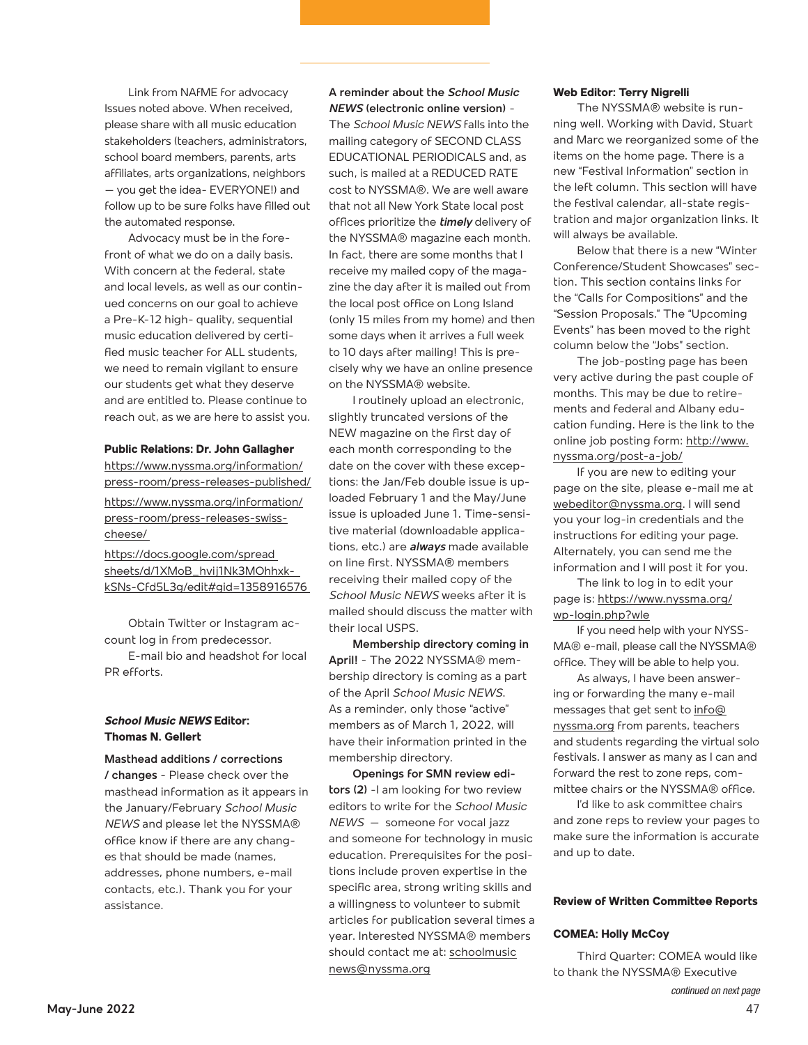Link from NAfME for advocacy Issues noted above. When received, please share with all music education stakeholders (teachers, administrators, school board members, parents, arts affiliates, arts organizations, neighbors — you get the idea- EVERYONE!) and follow up to be sure folks have filled out the automated response.

Advocacy must be in the forefront of what we do on a daily basis. With concern at the federal, state and local levels, as well as our continued concerns on our goal to achieve a Pre-K-12 high- quality, sequential music education delivered by certified music teacher for ALL students, we need to remain vigilant to ensure our students get what they deserve and are entitled to. Please continue to reach out, as we are here to assist you.

**Public Relations: Dr. John Gallagher**

https://www.nyssma.org/information/press-room/press-releases-published/

https://www.nyssma.org/information/press-room/press-releases-swiss-cheese/

https://docs.google.com/spreadsheets/d/1XMoB_hvij1Nk3MOhhxk-kSNs-Cfd5L3g/edit#gid=1358916576

Obtain Twitter or Instagram account log in from predecessor.

E-mail bio and headshot for local PR efforts.

**_School Music NEWS_ Editor: Thomas N. Gellert**

**Masthead additions / corrections / changes** - Please check over the masthead information as it appears in the January/February *School Music NEWS* and please let the NYSSMA® office know if there are any changes that should be made (names, addresses, phone numbers, e-mail contacts, etc.). Thank you for your assistance.

**A reminder about the _School Music NEWS_ (electronic online version)** - The *School Music NEWS* falls into the mailing category of SECOND CLASS EDUCATIONAL PERIODICALS and, as such, is mailed at a REDUCED RATE cost to NYSSMA®. We are well aware that not all New York State local post offices prioritize the ***timely*** delivery of the NYSSMA® magazine each month. In fact, there are some months that I receive my mailed copy of the magazine the day after it is mailed out from the local post office on Long Island (only 15 miles from my home) and then some days when it arrives a full week to 10 days after mailing! This is precisely why we have an online presence on the NYSSMA® website.

I routinely upload an electronic, slightly truncated versions of the NEW magazine on the first day of each month corresponding to the date on the cover with these exceptions: the Jan/Feb double issue is uploaded February 1 and the May/June issue is uploaded June 1. Time-sensitive material (downloadable applications, etc.) are ***always*** made available on line first. NYSSMA® members receiving their mailed copy of the *School Music NEWS* weeks after it is mailed out should discuss the matter with their local USPS.

**Membership directory coming in April!** - The 2022 NYSSMA® membership directory is coming as a part of the April *School Music NEWS*. As a reminder, only those "active" members as of March 1, 2022, will have their information printed in the membership directory.

**Openings for SMN review editors (2)** -I am looking for two review editors to write for the *School Music NEWS* — someone for vocal jazz and someone for technology in music education. Prerequisites for the positions include proven expertise in the specific area, strong writing skills and a willingness to volunteer to submit articles for publication several times a year. Interested NYSSMA® members should contact me at: schoolmusicnews@nyssma.org

**Web Editor: Terry Nigrelli**

The NYSSMA® website is running well. Working with David, Stuart and Marc we reorganized some of the items on the home page. There is a new "Festival Information" section in the left column. This section will have the festival calendar, all-state registration and major organization links. It will always be available.

Below that there is a new "Winter Conference/Student Showcases" section. This section contains links for the "Calls for Compositions" and the "Session Proposals." The "Upcoming Events" has been moved to the right column below the "Jobs" section.

The job-posting page has been very active during the past couple of months. This may be due to retirements and federal and Albany education funding. Here is the link to the online job posting form: http://www.nyssma.org/post-a-job/

If you are new to editing your page on the site, please e-mail me at webeditor@nyssma.org. I will send you your log-in credentials and the instructions for editing your page. Alternately, you can send me the information and I will post it for you.

The link to log in to edit your page is: https://www.nyssma.org/wp-login.php?wle

If you need help with your NYSSMA® e-mail, please call the NYSSMA® office. They will be able to help you.

As always, I have been answering or forwarding the many e-mail messages that get sent to info@nyssma.org from parents, teachers and students regarding the virtual solo festivals. I answer as many as I can and forward the rest to zone reps, committee chairs or the NYSSMA® office.

I'd like to ask committee chairs and zone reps to review your pages to make sure the information is accurate and up to date.

**Review of Written Committee Reports**

**COMEA: Holly McCoy**

Third Quarter: COMEA would like to thank the NYSSMA® Executive

*continued on next page*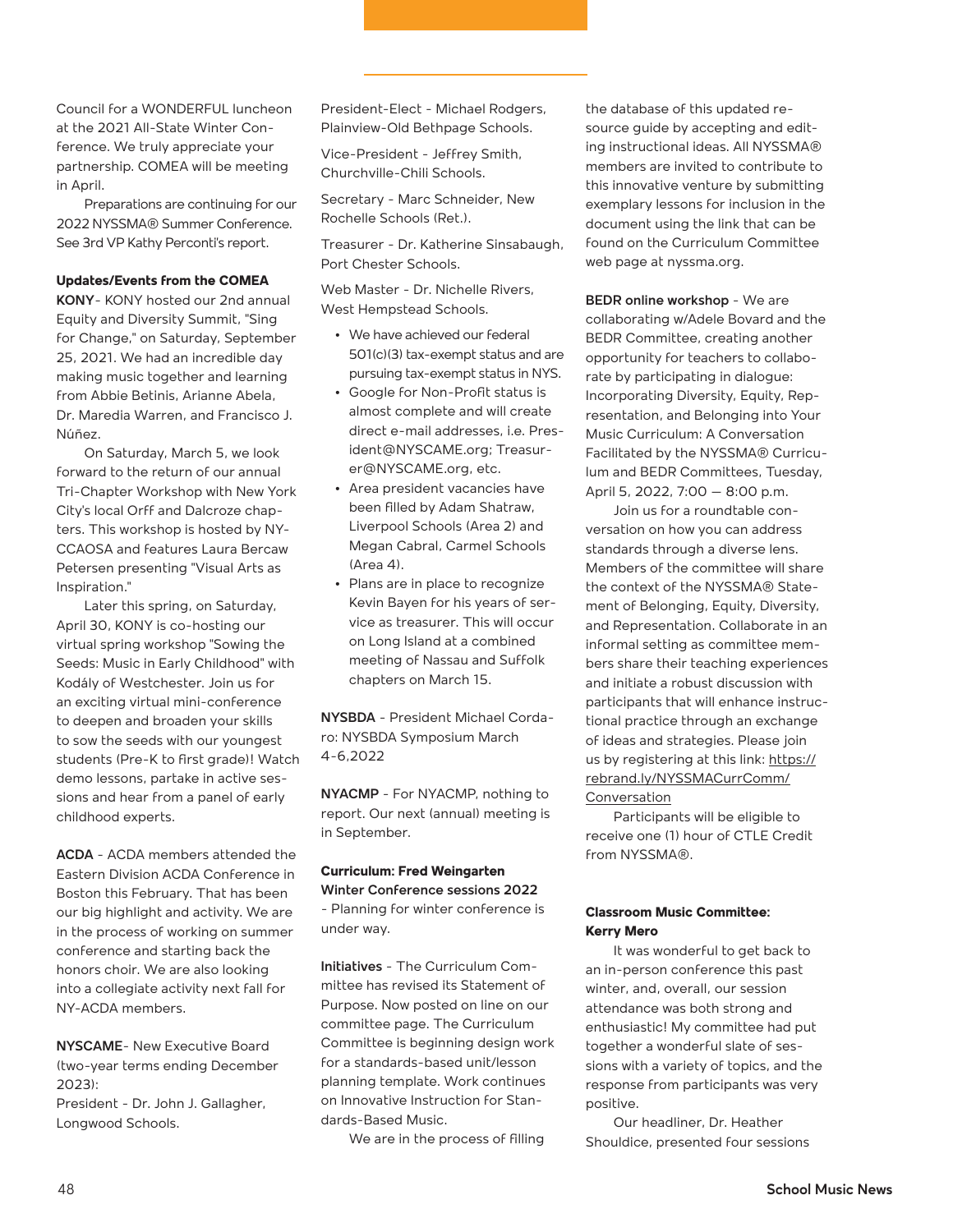Council for a WONDERFUL luncheon at the 2021 All-State Winter Conference. We truly appreciate your partnership. COMEA will be meeting in April.

Preparations are continuing for our 2022 NYSSMA® Summer Conference. See 3rd VP Kathy Perconti's report.

**Updates/Events from the COMEA**

**KONY**- KONY hosted our 2nd annual Equity and Diversity Summit, "Sing for Change," on Saturday, September 25, 2021. We had an incredible day making music together and learning from Abbie Betinis, Arianne Abela, Dr. Maredia Warren, and Francisco J. Núñez.

On Saturday, March 5, we look forward to the return of our annual Tri-Chapter Workshop with New York City's local Orff and Dalcroze chapters. This workshop is hosted by NY-CCAOSA and features Laura Bercaw Petersen presenting "Visual Arts as Inspiration."

Later this spring, on Saturday, April 30, KONY is co-hosting our virtual spring workshop "Sowing the Seeds: Music in Early Childhood" with Kodály of Westchester. Join us for an exciting virtual mini-conference to deepen and broaden your skills to sow the seeds with our youngest students (Pre-K to first grade)! Watch demo lessons, partake in active sessions and hear from a panel of early childhood experts.

**ACDA** - ACDA members attended the Eastern Division ACDA Conference in Boston this February. That has been our big highlight and activity. We are in the process of working on summer conference and starting back the honors choir. We are also looking into a collegiate activity next fall for NY-ACDA members.

**NYSCAME**- New Executive Board (two-year terms ending December 2023):

President - Dr. John J. Gallagher, Longwood Schools.

President-Elect - Michael Rodgers, Plainview-Old Bethpage Schools.

Vice-President - Jeffrey Smith, Churchville-Chili Schools.

Secretary - Marc Schneider, New Rochelle Schools (Ret.).

Treasurer - Dr. Katherine Sinsabaugh, Port Chester Schools.

Web Master - Dr. Nichelle Rivers, West Hempstead Schools.

- We have achieved our federal 501(c)(3) tax-exempt status and are pursuing tax-exempt status in NYS.
- Google for Non-Profit status is almost complete and will create direct e-mail addresses, i.e. President@NYSCAME.org; Treasurer@NYSCAME.org, etc.
- Area president vacancies have been filled by Adam Shatraw, Liverpool Schools (Area 2) and Megan Cabral, Carmel Schools (Area 4).
- Plans are in place to recognize Kevin Bayen for his years of service as treasurer. This will occur on Long Island at a combined meeting of Nassau and Suffolk chapters on March 15.

**NYSBDA** - President Michael Cordaro: NYSBDA Symposium March 4-6,2022

**NYACMP** - For NYACMP, nothing to report. Our next (annual) meeting is in September.

**Curriculum: Fred Weingarten**
**Winter Conference sessions 2022**
- Planning for winter conference is under way.

**Initiatives** - The Curriculum Committee has revised its Statement of Purpose. Now posted on line on our committee page. The Curriculum Committee is beginning design work for a standards-based unit/lesson planning template. Work continues on Innovative Instruction for Standards-Based Music.

We are in the process of filling the database of this updated resource guide by accepting and editing instructional ideas. All NYSSMA® members are invited to contribute to this innovative venture by submitting exemplary lessons for inclusion in the document using the link that can be found on the Curriculum Committee web page at nyssma.org.

**BEDR online workshop** - We are collaborating w/Adele Bovard and the BEDR Committee, creating another opportunity for teachers to collaborate by participating in dialogue: Incorporating Diversity, Equity, Representation, and Belonging into Your Music Curriculum: A Conversation Facilitated by the NYSSMA® Curriculum and BEDR Committees, Tuesday, April 5, 2022, 7:00 – 8:00 p.m.

Join us for a roundtable conversation on how you can address standards through a diverse lens. Members of the committee will share the context of the NYSSMA® Statement of Belonging, Equity, Diversity, and Representation. Collaborate in an informal setting as committee members share their teaching experiences and initiate a robust discussion with participants that will enhance instructional practice through an exchange of ideas and strategies. Please join us by registering at this link: https://rebrand.ly/NYSSMACurrComm/Conversation

Participants will be eligible to receive one (1) hour of CTLE Credit from NYSSMA®.

**Classroom Music Committee: Kerry Mero**

It was wonderful to get back to an in-person conference this past winter, and, overall, our session attendance was both strong and enthusiastic! My committee had put together a wonderful slate of sessions with a variety of topics, and the response from participants was very positive.

Our headliner, Dr. Heather Shouldice, presented four sessions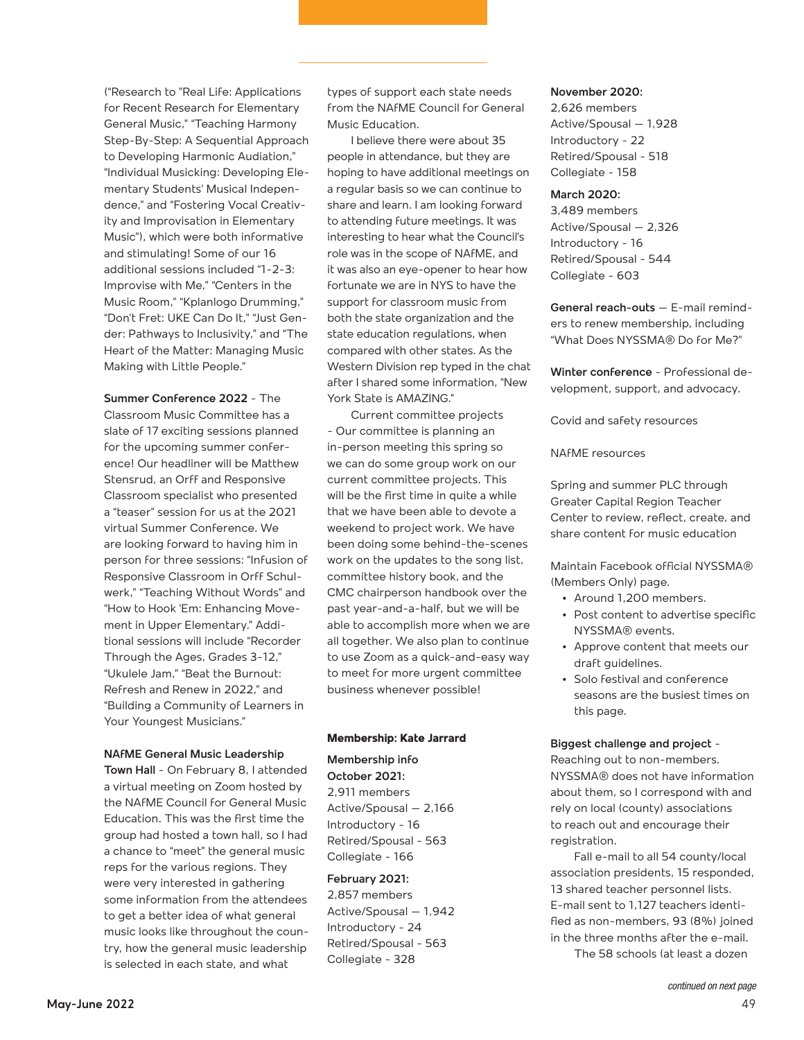("Research to "Real Life: Applications for Recent Research for Elementary General Music," "Teaching Harmony Step-By-Step: A Sequential Approach to Developing Harmonic Audiation," "Individual Musicking: Developing Elementary Students' Musical Independence," and "Fostering Vocal Creativity and Improvisation in Elementary Music"), which were both informative and stimulating! Some of our 16 additional sessions included "1-2-3: Improvise with Me," "Centers in the Music Room," "Kplanlogo Drumming," "Don't Fret: UKE Can Do It," "Just Gender: Pathways to Inclusivity," and "The Heart of the Matter: Managing Music Making with Little People."

**Summer Conference 2022** - The Classroom Music Committee has a slate of 17 exciting sessions planned for the upcoming summer conference! Our headliner will be Matthew Stensrud, an Orff and Responsive Classroom specialist who presented a "teaser" session for us at the 2021 virtual Summer Conference. We are looking forward to having him in person for three sessions: "Infusion of Responsive Classroom in Orff Schulwerk," "Teaching Without Words" and "How to Hook 'Em: Enhancing Movement in Upper Elementary." Additional sessions will include "Recorder Through the Ages, Grades 3-12," "Ukulele Jam," "Beat the Burnout: Refresh and Renew in 2022," and "Building a Community of Learners in Your Youngest Musicians."

**NAfME General Music Leadership Town Hall** - On February 8, I attended a virtual meeting on Zoom hosted by the NAfME Council for General Music Education. This was the first time the group had hosted a town hall, so I had a chance to "meet" the general music reps for the various regions. They were very interested in gathering some information from the attendees to get a better idea of what general music looks like throughout the country, how the general music leadership is selected in each state, and what types of support each state needs from the NAfME Council for General Music Education.

I believe there were about 35 people in attendance, but they are hoping to have additional meetings on a regular basis so we can continue to share and learn. I am looking forward to attending future meetings. It was interesting to hear what the Council's role was in the scope of NAfME, and it was also an eye-opener to hear how fortunate we are in NYS to have the support for classroom music from both the state organization and the state education regulations, when compared with other states. As the Western Division rep typed in the chat after I shared some information, "New York State is AMAZING."

Current committee projects - Our committee is planning an in-person meeting this spring so we can do some group work on our current committee projects. This will be the first time in quite a while that we have been able to devote a weekend to project work. We have been doing some behind-the-scenes work on the updates to the song list, committee history book, and the CMC chairperson handbook over the past year-and-a-half, but we will be able to accomplish more when we are all together. We also plan to continue to use Zoom as a quick-and-easy way to meet for more urgent committee business whenever possible!

**Membership: Kate Jarrard**

**Membership info**
**October 2021:**
2,911 members
Active/Spousal — 2,166
Introductory - 16
Retired/Spousal - 563
Collegiate - 166

**February 2021:**
2,857 members
Active/Spousal — 1,942
Introductory - 24
Retired/Spousal - 563
Collegiate - 328

**November 2020:**
2,626 members
Active/Spousal — 1,928
Introductory - 22
Retired/Spousal - 518
Collegiate - 158

**March 2020:**
3,489 members
Active/Spousal — 2,326
Introductory - 16
Retired/Spousal - 544
Collegiate - 603

**General reach-outs** — E-mail reminders to renew membership, including "What Does NYSSMA® Do for Me?"

**Winter conference** - Professional development, support, and advocacy.

Covid and safety resources

NAfME resources

Spring and summer PLC through Greater Capital Region Teacher Center to review, reflect, create, and share content for music education

Maintain Facebook official NYSSMA® (Members Only) page.

- Around 1,200 members.
- Post content to advertise specific NYSSMA® events.
- Approve content that meets our draft guidelines.
- Solo festival and conference seasons are the busiest times on this page.

**Biggest challenge and project** - Reaching out to non-members. NYSSMA® does not have information about them, so I correspond with and rely on local (county) associations to reach out and encourage their registration.

Fall e-mail to all 54 county/local association presidents, 15 responded, 13 shared teacher personnel lists. E-mail sent to 1,127 teachers identified as non-members, 93 (8%) joined in the three months after the e-mail.

The 58 schools (at least a dozen

*continued on next page*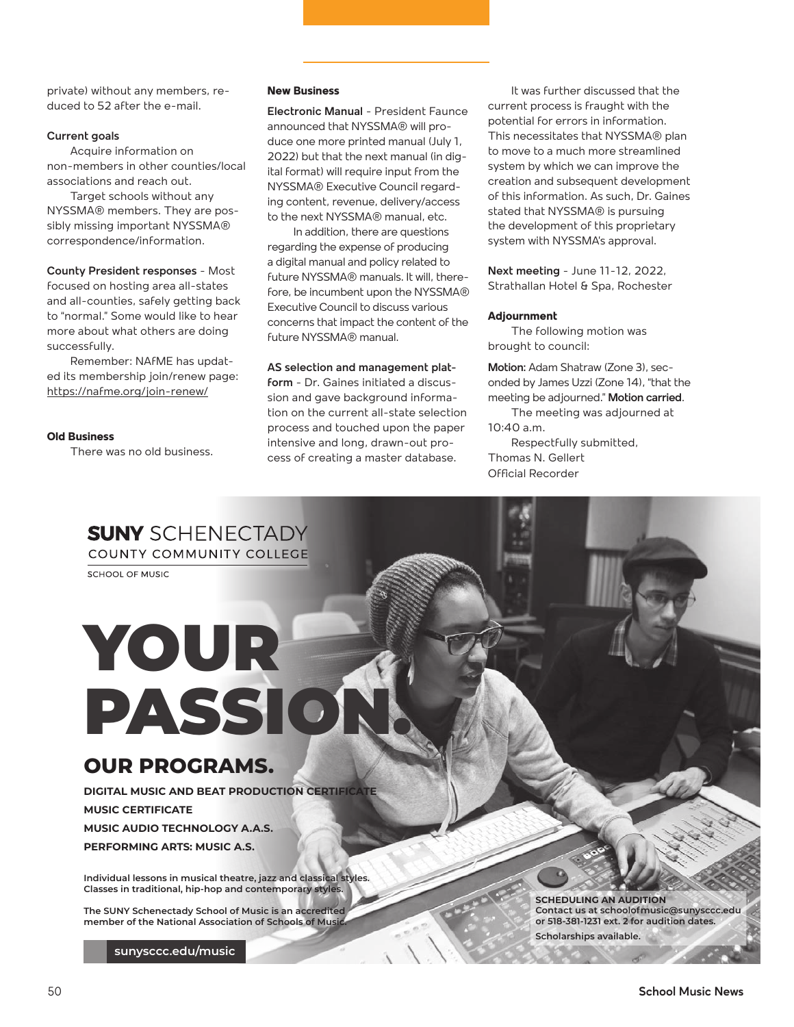private) without any members, reduced to 52 after the e-mail.

**Current goals**

Acquire information on non-members in other counties/local associations and reach out.

Target schools without any NYSSMA® members. They are possibly missing important NYSSMA® correspondence/information.

**County President responses** - Most focused on hosting area all-states and all-counties, safely getting back to "normal." Some would like to hear more about what others are doing successfully.

Remember: NAfME has updated its membership join/renew page: https://nafme.org/join-renew/

**Old Business**

There was no old business.

**New Business**

**Electronic Manual** - President Faunce announced that NYSSMA® will produce one more printed manual (July 1, 2022) but that the next manual (in digital format) will require input from the NYSSMA® Executive Council regarding content, revenue, delivery/access to the next NYSSMA® manual, etc.

In addition, there are questions regarding the expense of producing a digital manual and policy related to future NYSSMA® manuals. It will, therefore, be incumbent upon the NYSSMA® Executive Council to discuss various concerns that impact the content of the future NYSSMA® manual.

**AS selection and management platform** - Dr. Gaines initiated a discussion and gave background information on the current all-state selection process and touched upon the paper intensive and long, drawn-out process of creating a master database.

It was further discussed that the current process is fraught with the potential for errors in information. This necessitates that NYSSMA® plan to move to a much more streamlined system by which we can improve the creation and subsequent development of this information. As such, Dr. Gaines stated that NYSSMA® is pursuing the development of this proprietary system with NYSSMA's approval.

**Next meeting** - June 11-12, 2022, Strathallan Hotel & Spa, Rochester

**Adjournment**

The following motion was brought to council:

**Motion:** Adam Shatraw (Zone 3), seconded by James Uzzi (Zone 14), "that the meeting be adjourned." **Motion carried**.

The meeting was adjourned at 10:40 a.m.

Respectfully submitted,
Thomas N. Gellert
Official Recorder

**SUNY** SCHENECTADY
COUNTY COMMUNITY COLLEGE
SCHOOL OF MUSIC

# YOUR PASSION.

## OUR PROGRAMS.

**DIGITAL MUSIC AND BEAT PRODUCTION CERTIFICATE**
**MUSIC CERTIFICATE**
**MUSIC AUDIO TECHNOLOGY A.A.S.**
**PERFORMING ARTS: MUSIC A.S.**

**Individual lessons in musical theatre, jazz and classical styles. Classes in traditional, hip-hop and contemporary styles.**

**The SUNY Schenectady School of Music is an accredited member of the National Association of Schools of Music.**

**sunysccc.edu/music**

**SCHEDULING AN AUDITION**
**Contact us at schoolofmusic@sunysccc.edu or 518-381-1231 ext. 2 for audition dates.**
**Scholarships available.**